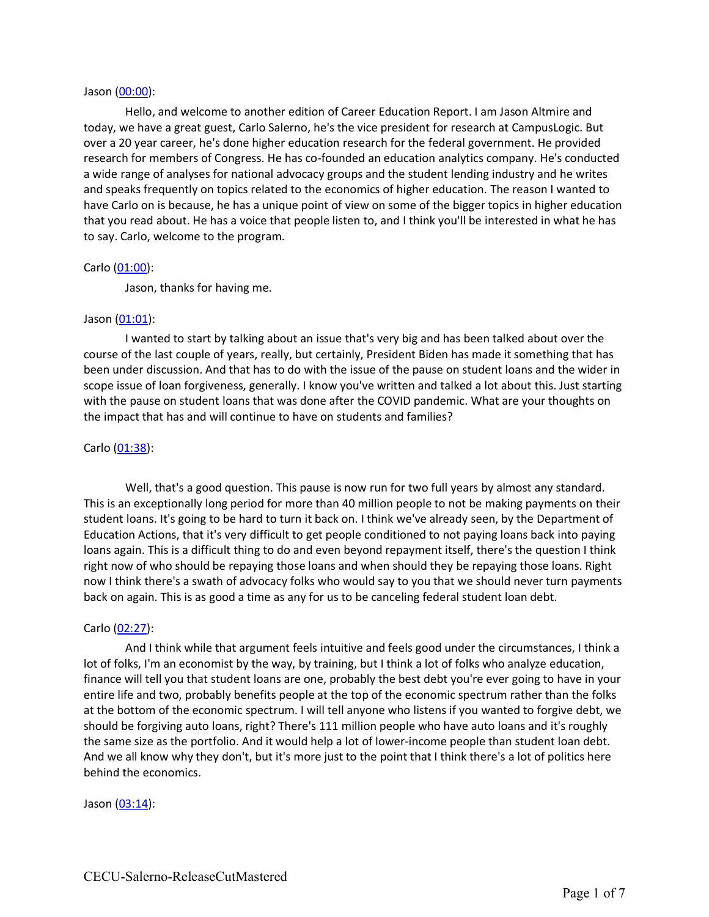Jason ([00:00](00:00)):

Hello, and welcome to another edition of Career Education Report. I am Jason Altmire and today, we have a great guest, Carlo Salerno, he's the vice president for research at CampusLogic. But over a 20 year career, he's done higher education research for the federal government. He provided research for members of Congress. He has co-founded an education analytics company. He's conducted a wide range of analyses for national advocacy groups and the student lending industry and he writes and speaks frequently on topics related to the economics of higher education. The reason I wanted to have Carlo on is because, he has a unique point of view on some of the bigger topics in higher education that you read about. He has a voice that people listen to, and I think you'll be interested in what he has to say. Carlo, welcome to the program.

Carlo ([01:00](01:00)):

Jason, thanks for having me.

Jason ([01:01](01:01)):

I wanted to start by talking about an issue that's very big and has been talked about over the course of the last couple of years, really, but certainly, President Biden has made it something that has been under discussion. And that has to do with the issue of the pause on student loans and the wider in scope issue of loan forgiveness, generally. I know you've written and talked a lot about this. Just starting with the pause on student loans that was done after the COVID pandemic. What are your thoughts on the impact that has and will continue to have on students and families?

Carlo ([01:38](01:38)):

Well, that's a good question. This pause is now run for two full years by almost any standard. This is an exceptionally long period for more than 40 million people to not be making payments on their student loans. It's going to be hard to turn it back on. I think we've already seen, by the Department of Education Actions, that it's very difficult to get people conditioned to not paying loans back into paying loans again. This is a difficult thing to do and even beyond repayment itself, there's the question I think right now of who should be repaying those loans and when should they be repaying those loans. Right now I think there's a swath of advocacy folks who would say to you that we should never turn payments back on again. This is as good a time as any for us to be canceling federal student loan debt.

Carlo ([02:27](02:27)):

And I think while that argument feels intuitive and feels good under the circumstances, I think a lot of folks, I'm an economist by the way, by training, but I think a lot of folks who analyze education, finance will tell you that student loans are one, probably the best debt you're ever going to have in your entire life and two, probably benefits people at the top of the economic spectrum rather than the folks at the bottom of the economic spectrum. I will tell anyone who listens if you wanted to forgive debt, we should be forgiving auto loans, right? There's 111 million people who have auto loans and it's roughly the same size as the portfolio. And it would help a lot of lower-income people than student loan debt. And we all know why they don't, but it's more just to the point that I think there's a lot of politics here behind the economics.

Jason ([03:14](03:14)):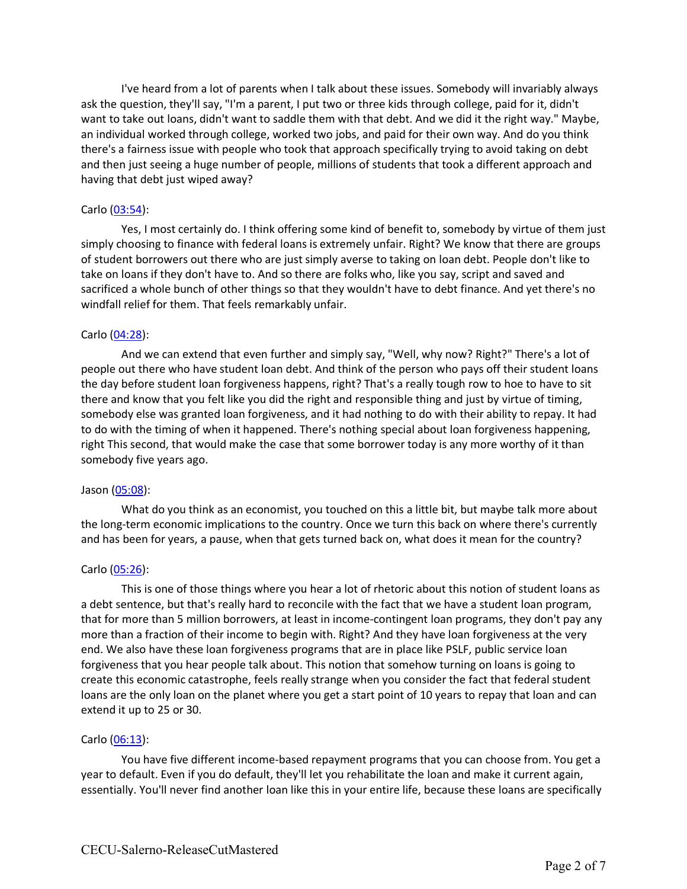I've heard from a lot of parents when I talk about these issues. Somebody will invariably always ask the question, they'll say, "I'm a parent, I put two or three kids through college, paid for it, didn't want to take out loans, didn't want to saddle them with that debt. And we did it the right way." Maybe, an individual worked through college, worked two jobs, and paid for their own way. And do you think there's a fairness issue with people who took that approach specifically trying to avoid taking on debt and then just seeing a huge number of people, millions of students that took a different approach and having that debt just wiped away?

Carlo (03:54):

Yes, I most certainly do. I think offering some kind of benefit to, somebody by virtue of them just simply choosing to finance with federal loans is extremely unfair. Right? We know that there are groups of student borrowers out there who are just simply averse to taking on loan debt. People don't like to take on loans if they don't have to. And so there are folks who, like you say, script and saved and sacrificed a whole bunch of other things so that they wouldn't have to debt finance. And yet there's no windfall relief for them. That feels remarkably unfair.

Carlo (04:28):

And we can extend that even further and simply say, "Well, why now? Right?" There's a lot of people out there who have student loan debt. And think of the person who pays off their student loans the day before student loan forgiveness happens, right? That's a really tough row to hoe to have to sit there and know that you felt like you did the right and responsible thing and just by virtue of timing, somebody else was granted loan forgiveness, and it had nothing to do with their ability to repay. It had to do with the timing of when it happened. There's nothing special about loan forgiveness happening, right This second, that would make the case that some borrower today is any more worthy of it than somebody five years ago.

Jason (05:08):

What do you think as an economist, you touched on this a little bit, but maybe talk more about the long-term economic implications to the country. Once we turn this back on where there's currently and has been for years, a pause, when that gets turned back on, what does it mean for the country?

Carlo (05:26):

This is one of those things where you hear a lot of rhetoric about this notion of student loans as a debt sentence, but that's really hard to reconcile with the fact that we have a student loan program, that for more than 5 million borrowers, at least in income-contingent loan programs, they don't pay any more than a fraction of their income to begin with. Right? And they have loan forgiveness at the very end. We also have these loan forgiveness programs that are in place like PSLF, public service loan forgiveness that you hear people talk about. This notion that somehow turning on loans is going to create this economic catastrophe, feels really strange when you consider the fact that federal student loans are the only loan on the planet where you get a start point of 10 years to repay that loan and can extend it up to 25 or 30.

Carlo (06:13):

You have five different income-based repayment programs that you can choose from. You get a year to default. Even if you do default, they'll let you rehabilitate the loan and make it current again, essentially. You'll never find another loan like this in your entire life, because these loans are specifically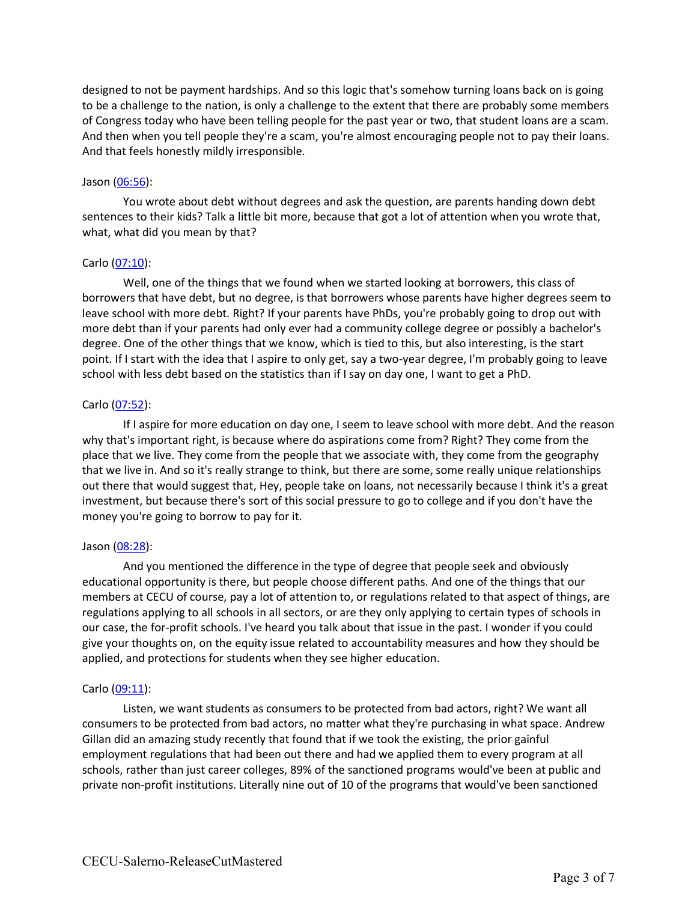designed to not be payment hardships. And so this logic that's somehow turning loans back on is going to be a challenge to the nation, is only a challenge to the extent that there are probably some members of Congress today who have been telling people for the past year or two, that student loans are a scam. And then when you tell people they're a scam, you're almost encouraging people not to pay their loans. And that feels honestly mildly irresponsible.

Jason ([06:56]()):

You wrote about debt without degrees and ask the question, are parents handing down debt sentences to their kids? Talk a little bit more, because that got a lot of attention when you wrote that, what, what did you mean by that?

Carlo ([07:10]()):

Well, one of the things that we found when we started looking at borrowers, this class of borrowers that have debt, but no degree, is that borrowers whose parents have higher degrees seem to leave school with more debt. Right? If your parents have PhDs, you're probably going to drop out with more debt than if your parents had only ever had a community college degree or possibly a bachelor's degree. One of the other things that we know, which is tied to this, but also interesting, is the start point. If I start with the idea that I aspire to only get, say a two-year degree, I'm probably going to leave school with less debt based on the statistics than if I say on day one, I want to get a PhD.

Carlo ([07:52]()):

If I aspire for more education on day one, I seem to leave school with more debt. And the reason why that's important right, is because where do aspirations come from? Right? They come from the place that we live. They come from the people that we associate with, they come from the geography that we live in. And so it's really strange to think, but there are some, some really unique relationships out there that would suggest that, Hey, people take on loans, not necessarily because I think it's a great investment, but because there's sort of this social pressure to go to college and if you don't have the money you're going to borrow to pay for it.

Jason ([08:28]()):

And you mentioned the difference in the type of degree that people seek and obviously educational opportunity is there, but people choose different paths. And one of the things that our members at CECU of course, pay a lot of attention to, or regulations related to that aspect of things, are regulations applying to all schools in all sectors, or are they only applying to certain types of schools in our case, the for-profit schools. I've heard you talk about that issue in the past. I wonder if you could give your thoughts on, on the equity issue related to accountability measures and how they should be applied, and protections for students when they see higher education.

Carlo ([09:11]()):

Listen, we want students as consumers to be protected from bad actors, right? We want all consumers to be protected from bad actors, no matter what they're purchasing in what space. Andrew Gillan did an amazing study recently that found that if we took the existing, the prior gainful employment regulations that had been out there and had we applied them to every program at all schools, rather than just career colleges, 89% of the sanctioned programs would've been at public and private non-profit institutions. Literally nine out of 10 of the programs that would've been sanctioned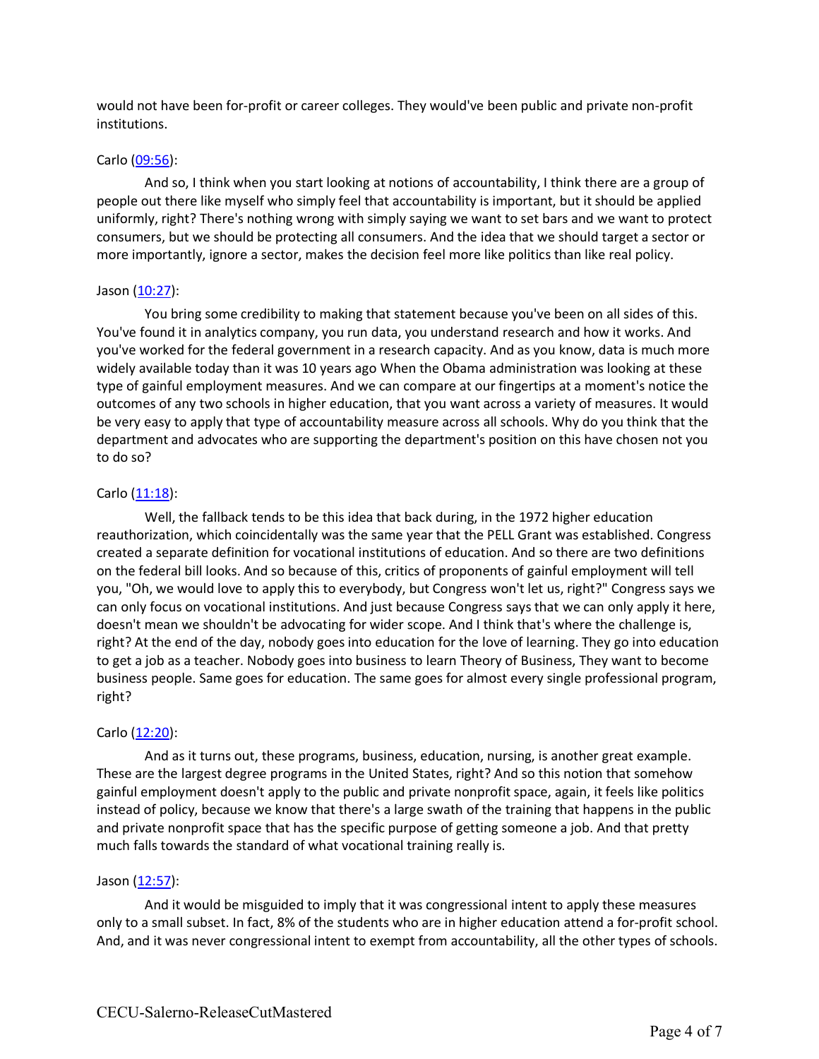would not have been for-profit or career colleges. They would've been public and private non-profit institutions.

Carlo (09:56):

And so, I think when you start looking at notions of accountability, I think there are a group of people out there like myself who simply feel that accountability is important, but it should be applied uniformly, right? There's nothing wrong with simply saying we want to set bars and we want to protect consumers, but we should be protecting all consumers. And the idea that we should target a sector or more importantly, ignore a sector, makes the decision feel more like politics than like real policy.

Jason (10:27):

You bring some credibility to making that statement because you've been on all sides of this. You've found it in analytics company, you run data, you understand research and how it works. And you've worked for the federal government in a research capacity. And as you know, data is much more widely available today than it was 10 years ago When the Obama administration was looking at these type of gainful employment measures. And we can compare at our fingertips at a moment's notice the outcomes of any two schools in higher education, that you want across a variety of measures. It would be very easy to apply that type of accountability measure across all schools. Why do you think that the department and advocates who are supporting the department's position on this have chosen not you to do so?

Carlo (11:18):

Well, the fallback tends to be this idea that back during, in the 1972 higher education reauthorization, which coincidentally was the same year that the PELL Grant was established. Congress created a separate definition for vocational institutions of education. And so there are two definitions on the federal bill looks. And so because of this, critics of proponents of gainful employment will tell you, "Oh, we would love to apply this to everybody, but Congress won't let us, right?" Congress says we can only focus on vocational institutions. And just because Congress says that we can only apply it here, doesn't mean we shouldn't be advocating for wider scope. And I think that's where the challenge is, right? At the end of the day, nobody goes into education for the love of learning. They go into education to get a job as a teacher. Nobody goes into business to learn Theory of Business, They want to become business people. Same goes for education. The same goes for almost every single professional program, right?

Carlo (12:20):

And as it turns out, these programs, business, education, nursing, is another great example. These are the largest degree programs in the United States, right? And so this notion that somehow gainful employment doesn't apply to the public and private nonprofit space, again, it feels like politics instead of policy, because we know that there's a large swath of the training that happens in the public and private nonprofit space that has the specific purpose of getting someone a job. And that pretty much falls towards the standard of what vocational training really is.

Jason (12:57):

And it would be misguided to imply that it was congressional intent to apply these measures only to a small subset. In fact, 8% of the students who are in higher education attend a for-profit school. And, and it was never congressional intent to exempt from accountability, all the other types of schools.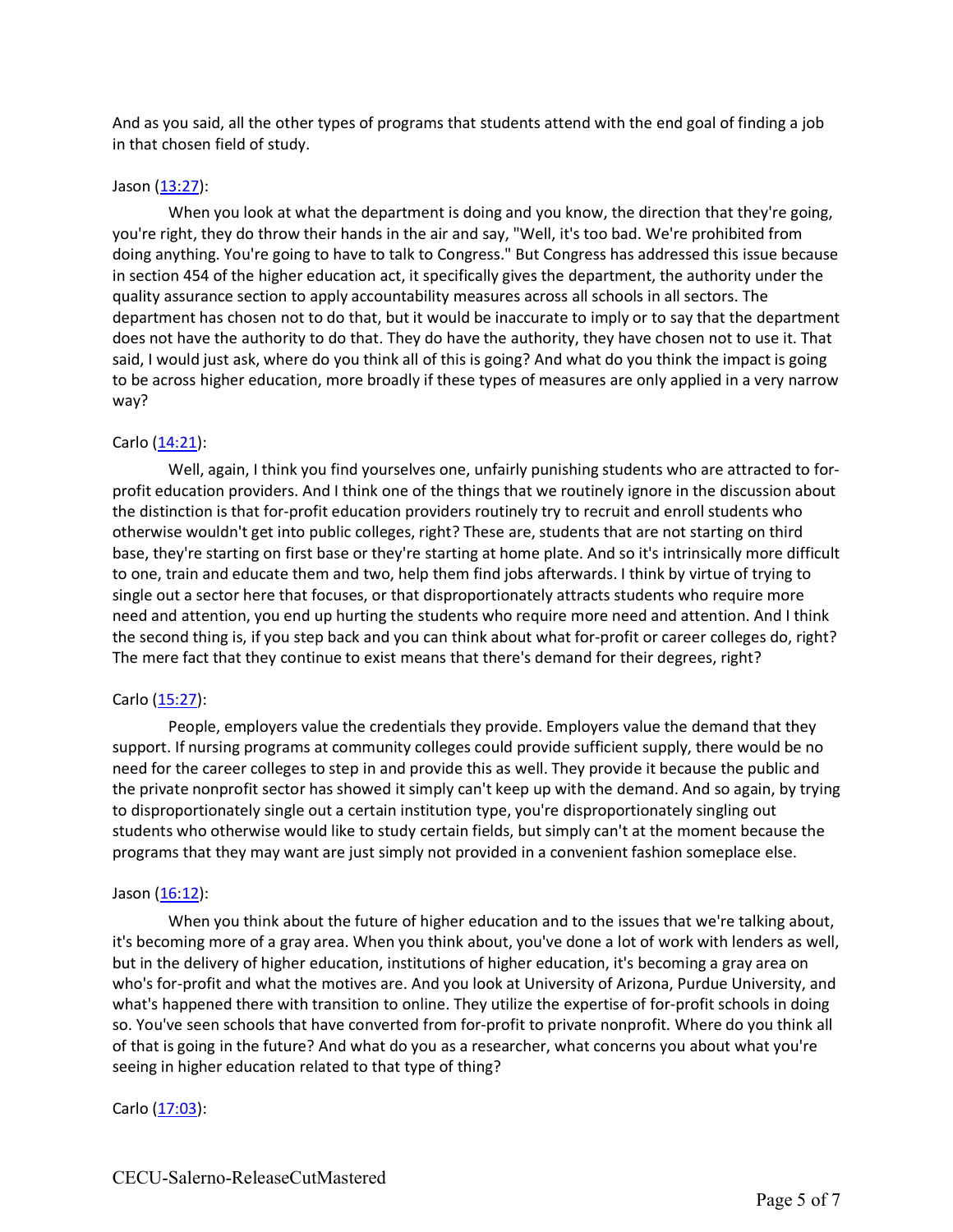And as you said, all the other types of programs that students attend with the end goal of finding a job in that chosen field of study.

Jason ([13:27](#)):

When you look at what the department is doing and you know, the direction that they're going, you're right, they do throw their hands in the air and say, "Well, it's too bad. We're prohibited from doing anything. You're going to have to talk to Congress." But Congress has addressed this issue because in section 454 of the higher education act, it specifically gives the department, the authority under the quality assurance section to apply accountability measures across all schools in all sectors. The department has chosen not to do that, but it would be inaccurate to imply or to say that the department does not have the authority to do that. They do have the authority, they have chosen not to use it. That said, I would just ask, where do you think all of this is going? And what do you think the impact is going to be across higher education, more broadly if these types of measures are only applied in a very narrow way?

Carlo ([14:21](#)):

Well, again, I think you find yourselves one, unfairly punishing students who are attracted to for-profit education providers. And I think one of the things that we routinely ignore in the discussion about the distinction is that for-profit education providers routinely try to recruit and enroll students who otherwise wouldn't get into public colleges, right? These are, students that are not starting on third base, they're starting on first base or they're starting at home plate. And so it's intrinsically more difficult to one, train and educate them and two, help them find jobs afterwards. I think by virtue of trying to single out a sector here that focuses, or that disproportionately attracts students who require more need and attention, you end up hurting the students who require more need and attention. And I think the second thing is, if you step back and you can think about what for-profit or career colleges do, right? The mere fact that they continue to exist means that there's demand for their degrees, right?

Carlo ([15:27](#)):

People, employers value the credentials they provide. Employers value the demand that they support. If nursing programs at community colleges could provide sufficient supply, there would be no need for the career colleges to step in and provide this as well. They provide it because the public and the private nonprofit sector has showed it simply can't keep up with the demand. And so again, by trying to disproportionately single out a certain institution type, you're disproportionately singling out students who otherwise would like to study certain fields, but simply can't at the moment because the programs that they may want are just simply not provided in a convenient fashion someplace else.

Jason ([16:12](#)):

When you think about the future of higher education and to the issues that we're talking about, it's becoming more of a gray area. When you think about, you've done a lot of work with lenders as well, but in the delivery of higher education, institutions of higher education, it's becoming a gray area on who's for-profit and what the motives are. And you look at University of Arizona, Purdue University, and what's happened there with transition to online. They utilize the expertise of for-profit schools in doing so. You've seen schools that have converted from for-profit to private nonprofit. Where do you think all of that is going in the future? And what do you as a researcher, what concerns you about what you're seeing in higher education related to that type of thing?

Carlo ([17:03](#)):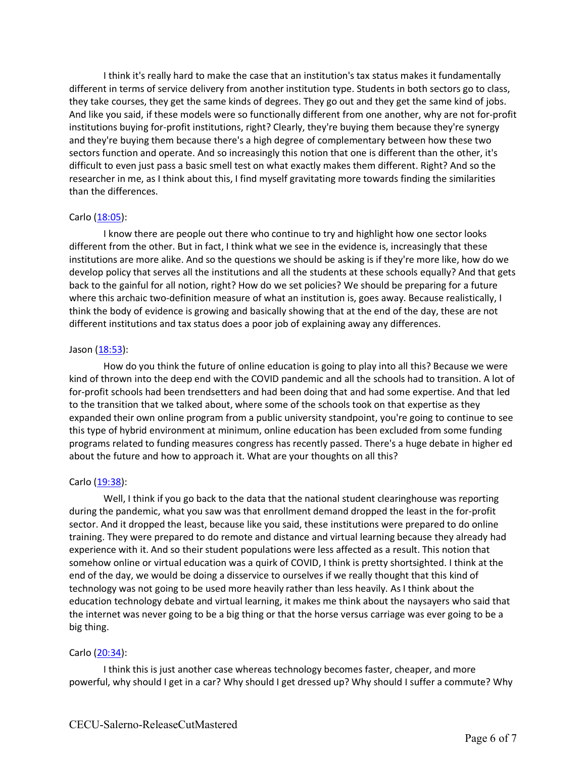I think it's really hard to make the case that an institution's tax status makes it fundamentally different in terms of service delivery from another institution type. Students in both sectors go to class, they take courses, they get the same kinds of degrees. They go out and they get the same kind of jobs. And like you said, if these models were so functionally different from one another, why are not for-profit institutions buying for-profit institutions, right? Clearly, they're buying them because they're synergy and they're buying them because there's a high degree of complementary between how these two sectors function and operate. And so increasingly this notion that one is different than the other, it's difficult to even just pass a basic smell test on what exactly makes them different. Right? And so the researcher in me, as I think about this, I find myself gravitating more towards finding the similarities than the differences.

Carlo ([18:05](#)):

I know there are people out there who continue to try and highlight how one sector looks different from the other. But in fact, I think what we see in the evidence is, increasingly that these institutions are more alike. And so the questions we should be asking is if they're more like, how do we develop policy that serves all the institutions and all the students at these schools equally? And that gets back to the gainful for all notion, right? How do we set policies? We should be preparing for a future where this archaic two-definition measure of what an institution is, goes away. Because realistically, I think the body of evidence is growing and basically showing that at the end of the day, these are not different institutions and tax status does a poor job of explaining away any differences.

Jason ([18:53](#)):

How do you think the future of online education is going to play into all this? Because we were kind of thrown into the deep end with the COVID pandemic and all the schools had to transition. A lot of for-profit schools had been trendsetters and had been doing that and had some expertise. And that led to the transition that we talked about, where some of the schools took on that expertise as they expanded their own online program from a public university standpoint, you're going to continue to see this type of hybrid environment at minimum, online education has been excluded from some funding programs related to funding measures congress has recently passed. There's a huge debate in higher ed about the future and how to approach it. What are your thoughts on all this?

Carlo ([19:38](#)):

Well, I think if you go back to the data that the national student clearinghouse was reporting during the pandemic, what you saw was that enrollment demand dropped the least in the for-profit sector. And it dropped the least, because like you said, these institutions were prepared to do online training. They were prepared to do remote and distance and virtual learning because they already had experience with it. And so their student populations were less affected as a result. This notion that somehow online or virtual education was a quirk of COVID, I think is pretty shortsighted. I think at the end of the day, we would be doing a disservice to ourselves if we really thought that this kind of technology was not going to be used more heavily rather than less heavily. As I think about the education technology debate and virtual learning, it makes me think about the naysayers who said that the internet was never going to be a big thing or that the horse versus carriage was ever going to be a big thing.

Carlo ([20:34](#)):

I think this is just another case whereas technology becomes faster, cheaper, and more powerful, why should I get in a car? Why should I get dressed up? Why should I suffer a commute? Why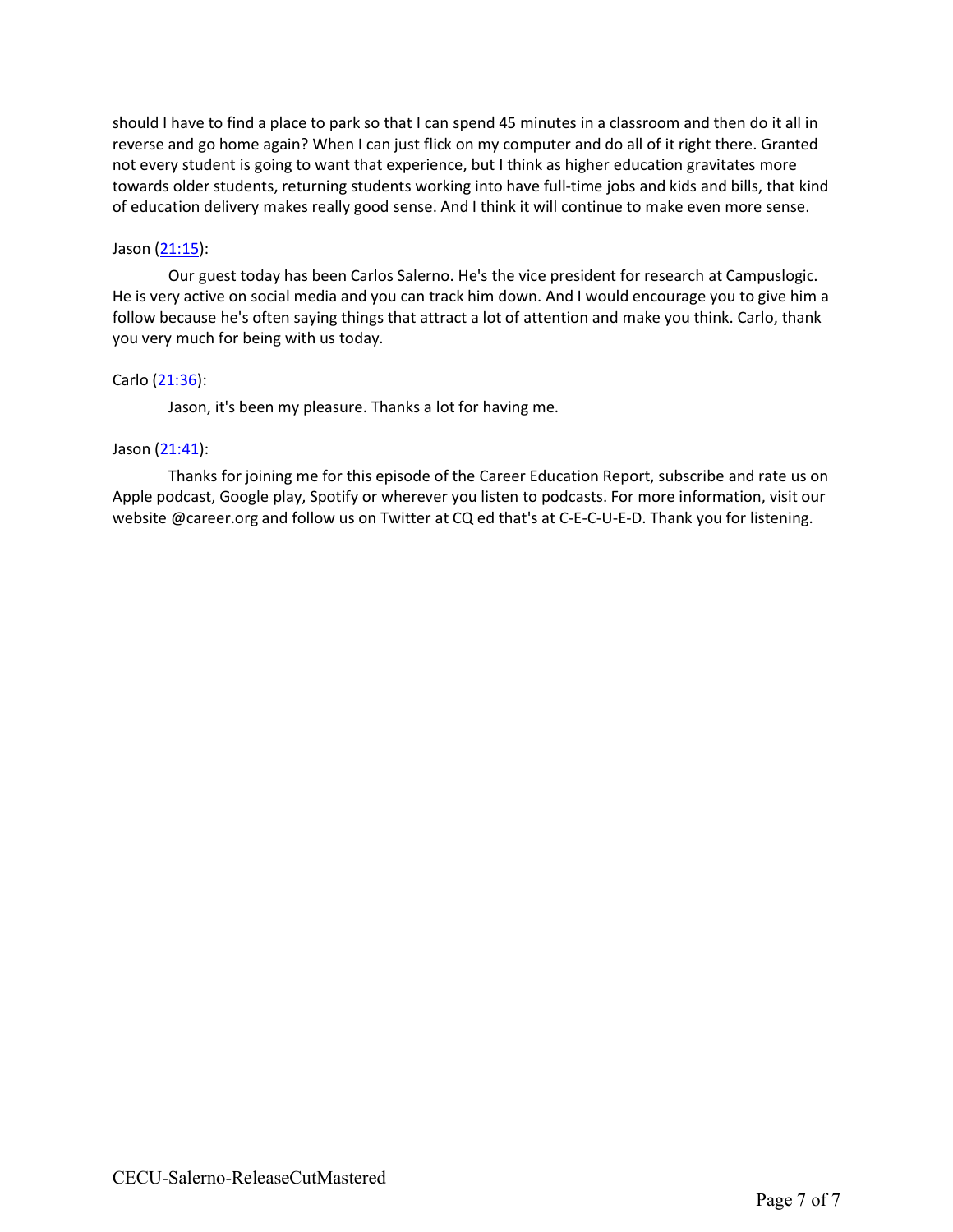should I have to find a place to park so that I can spend 45 minutes in a classroom and then do it all in reverse and go home again? When I can just flick on my computer and do all of it right there. Granted not every student is going to want that experience, but I think as higher education gravitates more towards older students, returning students working into have full-time jobs and kids and bills, that kind of education delivery makes really good sense. And I think it will continue to make even more sense.

Jason (21:15):

Our guest today has been Carlos Salerno. He's the vice president for research at Campuslogic. He is very active on social media and you can track him down. And I would encourage you to give him a follow because he's often saying things that attract a lot of attention and make you think. Carlo, thank you very much for being with us today.

Carlo (21:36):

Jason, it's been my pleasure. Thanks a lot for having me.

Jason (21:41):

Thanks for joining me for this episode of the Career Education Report, subscribe and rate us on Apple podcast, Google play, Spotify or wherever you listen to podcasts. For more information, visit our website @career.org and follow us on Twitter at CQ ed that's at C-E-C-U-E-D. Thank you for listening.